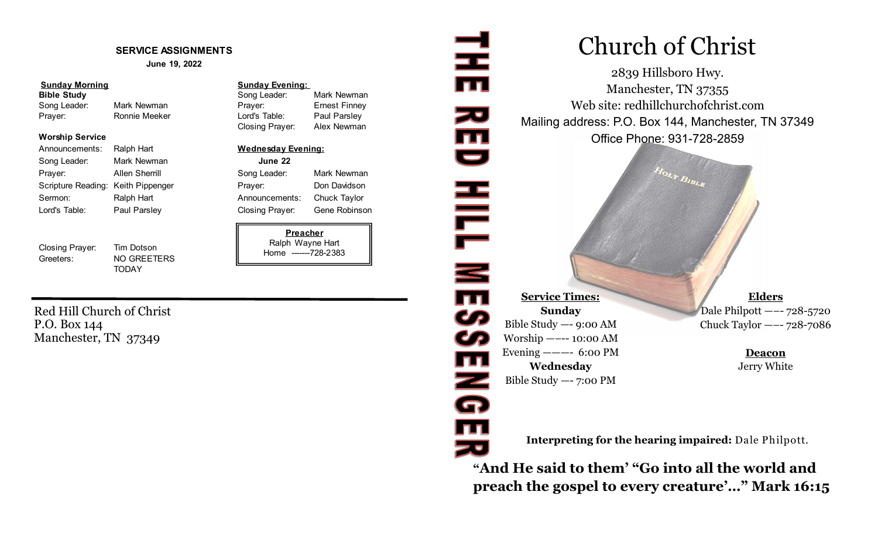## SERVICE ASSIGNMENTS

**June 19, 2022**

### Sunday Morning

**Bible Study**

| | |
|---|---|
| Song Leader: | Mark Newman |
| Prayer: | Ronnie Meeker |

**Worship Service**

| | |
|---|---|
| Announcements: | Ralph Hart |
| Song Leader: | Mark Newman |
| Prayer: | Allen Sherrill |
| Scripture Reading: | Keith Pippenger |
| Sermon: | Ralph Hart |
| Lord's Table: | Paul Parsley |
| Closing Prayer: | Tim Dotson |
| Greeters: | NO GREETERS TODAY |

### Sunday Evening:

| | |
|---|---|
| Song Leader: | Mark Newman |
| Prayer: | Ernest Finney |
| Lord's Table: | Paul Parsley |
| Closing Prayer: | Alex Newman |

### Wednesday Evening:

**June 22**

| | |
|---|---|
| Song Leader: | Mark Newman |
| Prayer: | Don Davidson |
| Announcements: | Chuck Taylor |
| Closing Prayer: | Gene Robinson |

**Preacher**
Ralph Wayne Hart
Home -------728-2383

Red Hill Church of Christ
P.O. Box 144
Manchester, TN 37349

# THE RED HILL MESSENGER

# Church of Christ

2839 Hillsboro Hwy.
Manchester, TN 37355
Web site: redhillchurchofchrist.com
Mailing address: P.O. Box 144, Manchester, TN 37349
Office Phone: 931-728-2859

**Service Times:**

**Sunday**
Bible Study —- 9:00 AM
Worship ——- 10:00 AM
Evening ——- 6:00 PM

**Wednesday**
Bible Study —- 7:00 PM

**Elders**
Dale Philpott ——- 728-5720
Chuck Taylor ——- 728-7086

**Deacon**
Jerry White

**Interpreting for the hearing impaired:** Dale Philpott.

**"And He said to them' "Go into all the world and preach the gospel to every creature'…" Mark 16:15**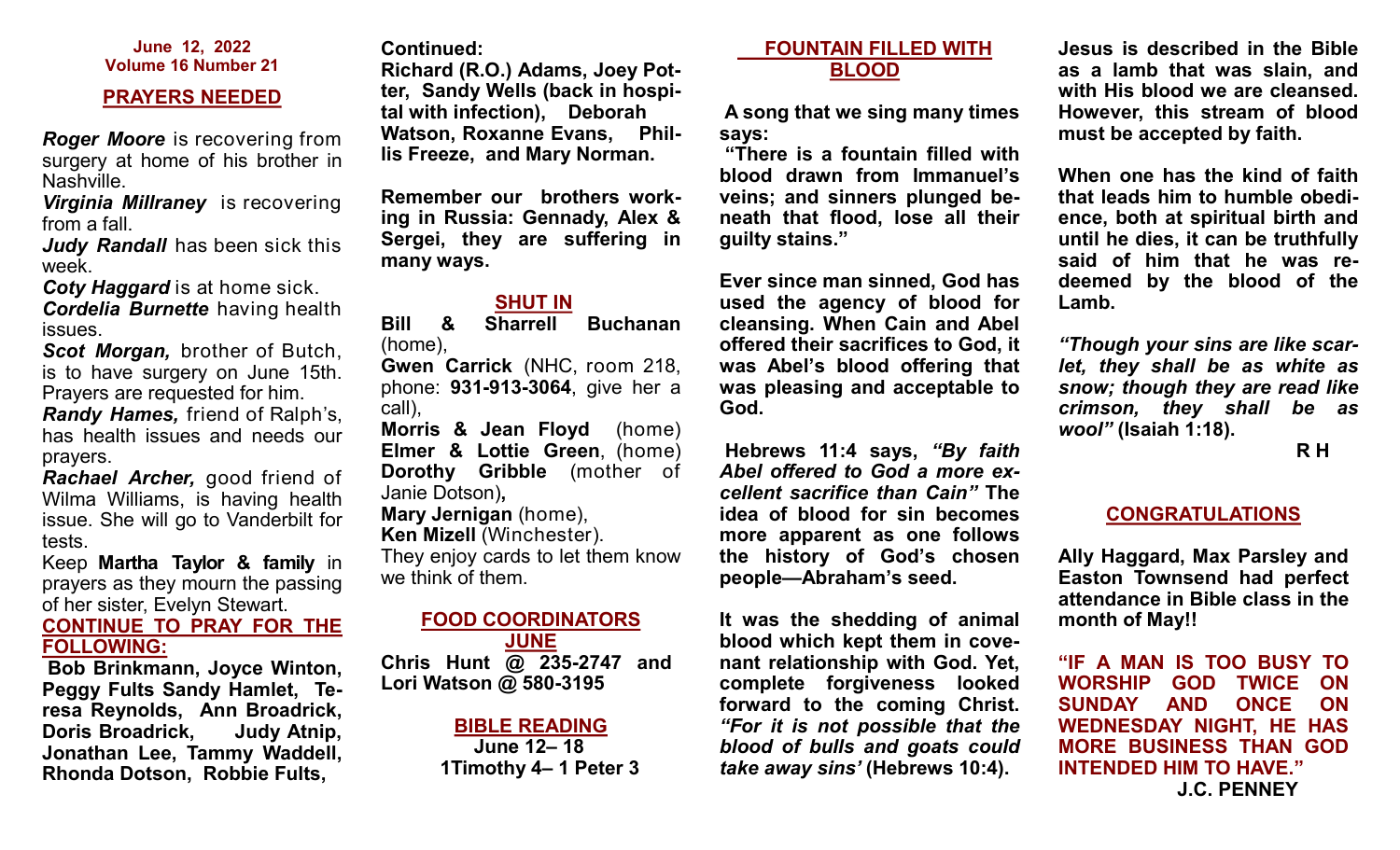June 12, 2022
Volume 16 Number 21

## PRAYERS NEEDED

***Roger Moore*** is recovering from surgery at home of his brother in Nashville.
***Virginia Millraney*** is recovering from a fall.
***Judy Randall*** has been sick this week.
***Coty Haggard*** is at home sick.
***Cordelia Burnette*** having health issues.
***Scot Morgan,*** brother of Butch, is to have surgery on June 15th. Prayers are requested for him.
***Randy Hames,*** friend of Ralph's, has health issues and needs our prayers.
***Rachael Archer,*** good friend of Wilma Williams, is having health issue. She will go to Vanderbilt for tests.
Keep **Martha Taylor & family** in prayers as they mourn the passing of her sister, Evelyn Stewart.

## CONTINUE TO PRAY FOR THE FOLLOWING:

**Bob Brinkmann, Joyce Winton, Peggy Fults Sandy Hamlet, Teresa Reynolds, Ann Broadrick, Doris Broadrick, Judy Atnip, Jonathan Lee, Tammy Waddell, Rhonda Dotson, Robbie Fults,**

**Continued:**
**Richard (R.O.) Adams, Joey Potter, Sandy Wells (back in hospital with infection), Deborah Watson, Roxanne Evans, Phillis Freeze, and Mary Norman.**

**Remember our brothers working in Russia: Gennady, Alex & Sergei, they are suffering in many ways.**

## SHUT IN

**Bill & Sharrell Buchanan** (home),
**Gwen Carrick** (NHC, room 218, phone: **931-913-3064**, give her a call),
**Morris & Jean Floyd** (home)
**Elmer & Lottie Green**, (home)
**Dorothy Gribble** (mother of Janie Dotson)**,**
**Mary Jernigan** (home),
**Ken Mizell** (Winchester).
They enjoy cards to let them know we think of them.

## FOOD COORDINATORS JUNE

**Chris Hunt @ 235-2747 and Lori Watson @ 580-3195**

## BIBLE READING

**June 12– 18**
**1Timothy 4– 1 Peter 3**

## FOUNTAIN FILLED WITH BLOOD

**A song that we sing many times says:**
**"There is a fountain filled with blood drawn from Immanuel's veins; and sinners plunged beneath that flood, lose all their guilty stains."**

**Ever since man sinned, God has used the agency of blood for cleansing. When Cain and Abel offered their sacrifices to God, it was Abel's blood offering that was pleasing and acceptable to God.**

**Hebrews 11:4 says, *"By faith Abel offered to God a more excellent sacrifice than Cain"* The idea of blood for sin becomes more apparent as one follows the history of God's chosen people—Abraham's seed.**

**It was the shedding of animal blood which kept them in covenant relationship with God. Yet, complete forgiveness looked forward to the coming Christ. *"For it is not possible that the blood of bulls and goats could take away sins'* (Hebrews 10:4).**

**Jesus is described in the Bible as a lamb that was slain, and with His blood we are cleansed. However, this stream of blood must be accepted by faith.**

**When one has the kind of faith that leads him to humble obedience, both at spiritual birth and until he dies, it can be truthfully said of him that he was redeemed by the blood of the Lamb.**

***"Though your sins are like scarlet, they shall be as white as snow; though they are read like crimson, they shall be as wool"* (Isaiah 1:18).**

**R H**

## CONGRATULATIONS

**Ally Haggard, Max Parsley and Easton Townsend had perfect attendance in Bible class in the month of May!!**

**"IF A MAN IS TOO BUSY TO WORSHIP GOD TWICE ON SUNDAY AND ONCE ON WEDNESDAY NIGHT, HE HAS MORE BUSINESS THAN GOD INTENDED HIM TO HAVE."**
**J.C. PENNEY**